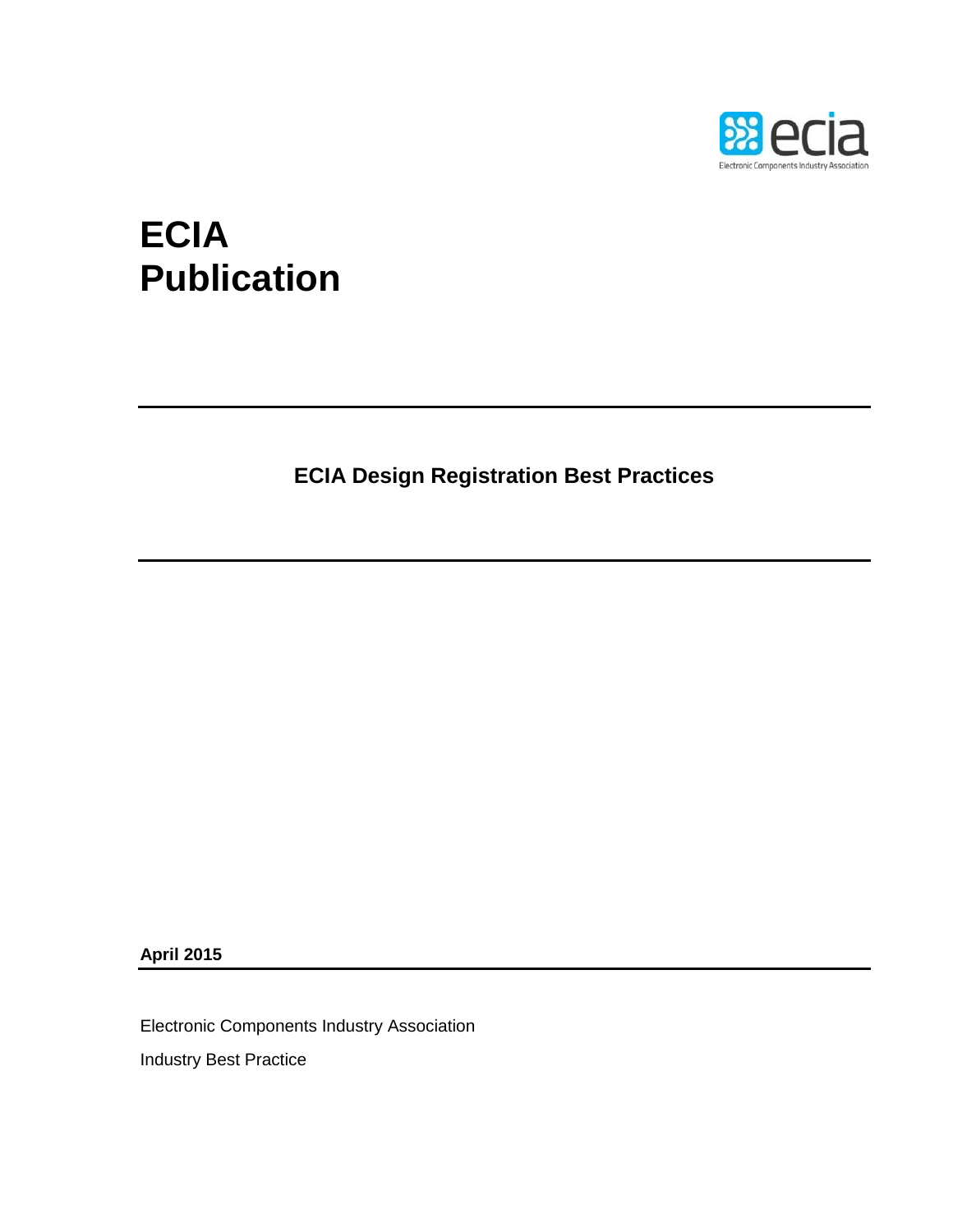# ECIA Publication

## ECIA Design Registration Best Practices

**April 2015**

Electronic Components Industry Association

Industry Best Practice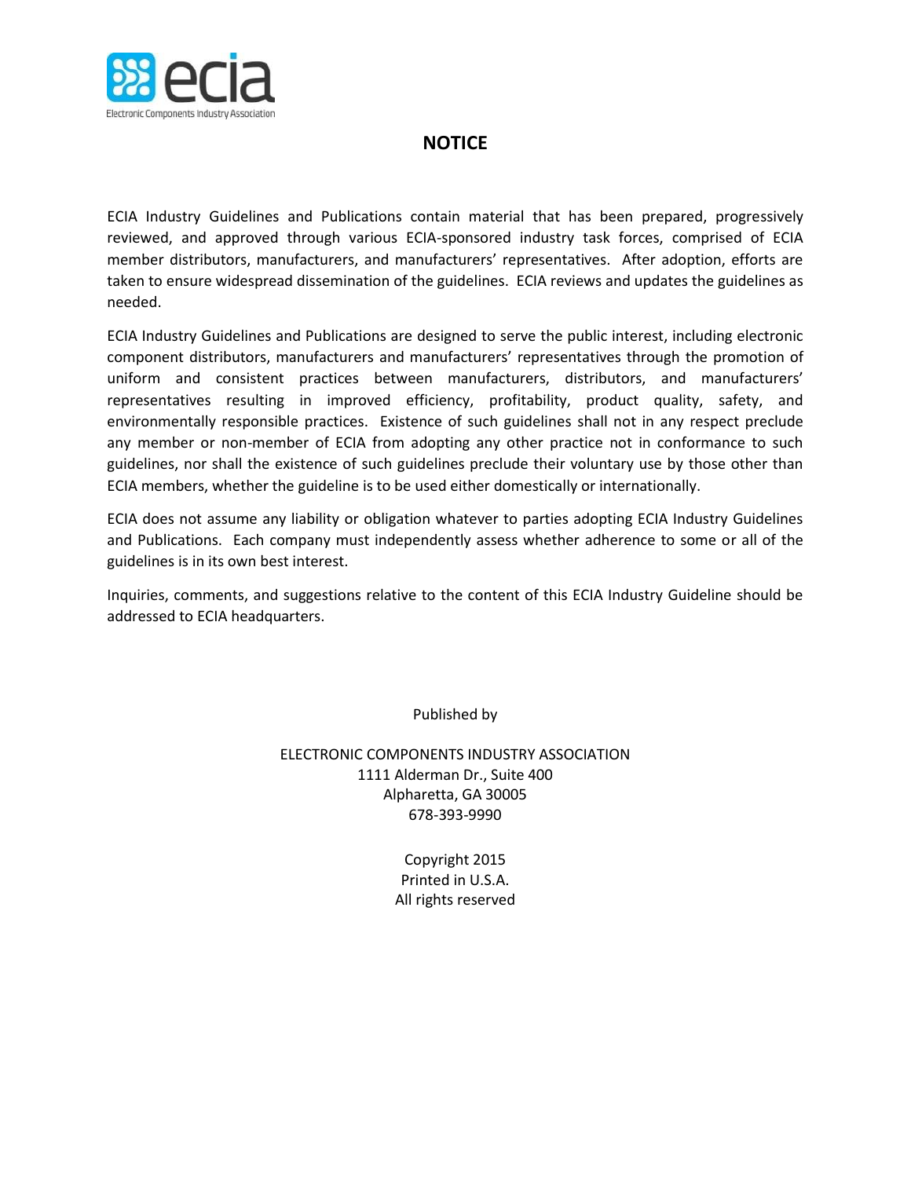# NOTICE

ECIA Industry Guidelines and Publications contain material that has been prepared, progressively reviewed, and approved through various ECIA-sponsored industry task forces, comprised of ECIA member distributors, manufacturers, and manufacturers' representatives. After adoption, efforts are taken to ensure widespread dissemination of the guidelines. ECIA reviews and updates the guidelines as needed.

ECIA Industry Guidelines and Publications are designed to serve the public interest, including electronic component distributors, manufacturers and manufacturers' representatives through the promotion of uniform and consistent practices between manufacturers, distributors, and manufacturers' representatives resulting in improved efficiency, profitability, product quality, safety, and environmentally responsible practices. Existence of such guidelines shall not in any respect preclude any member or non-member of ECIA from adopting any other practice not in conformance to such guidelines, nor shall the existence of such guidelines preclude their voluntary use by those other than ECIA members, whether the guideline is to be used either domestically or internationally.

ECIA does not assume any liability or obligation whatever to parties adopting ECIA Industry Guidelines and Publications. Each company must independently assess whether adherence to some or all of the guidelines is in its own best interest.

Inquiries, comments, and suggestions relative to the content of this ECIA Industry Guideline should be addressed to ECIA headquarters.

Published by

ELECTRONIC COMPONENTS INDUSTRY ASSOCIATION
1111 Alderman Dr., Suite 400
Alpharetta, GA 30005
678-393-9990

Copyright 2015
Printed in U.S.A.
All rights reserved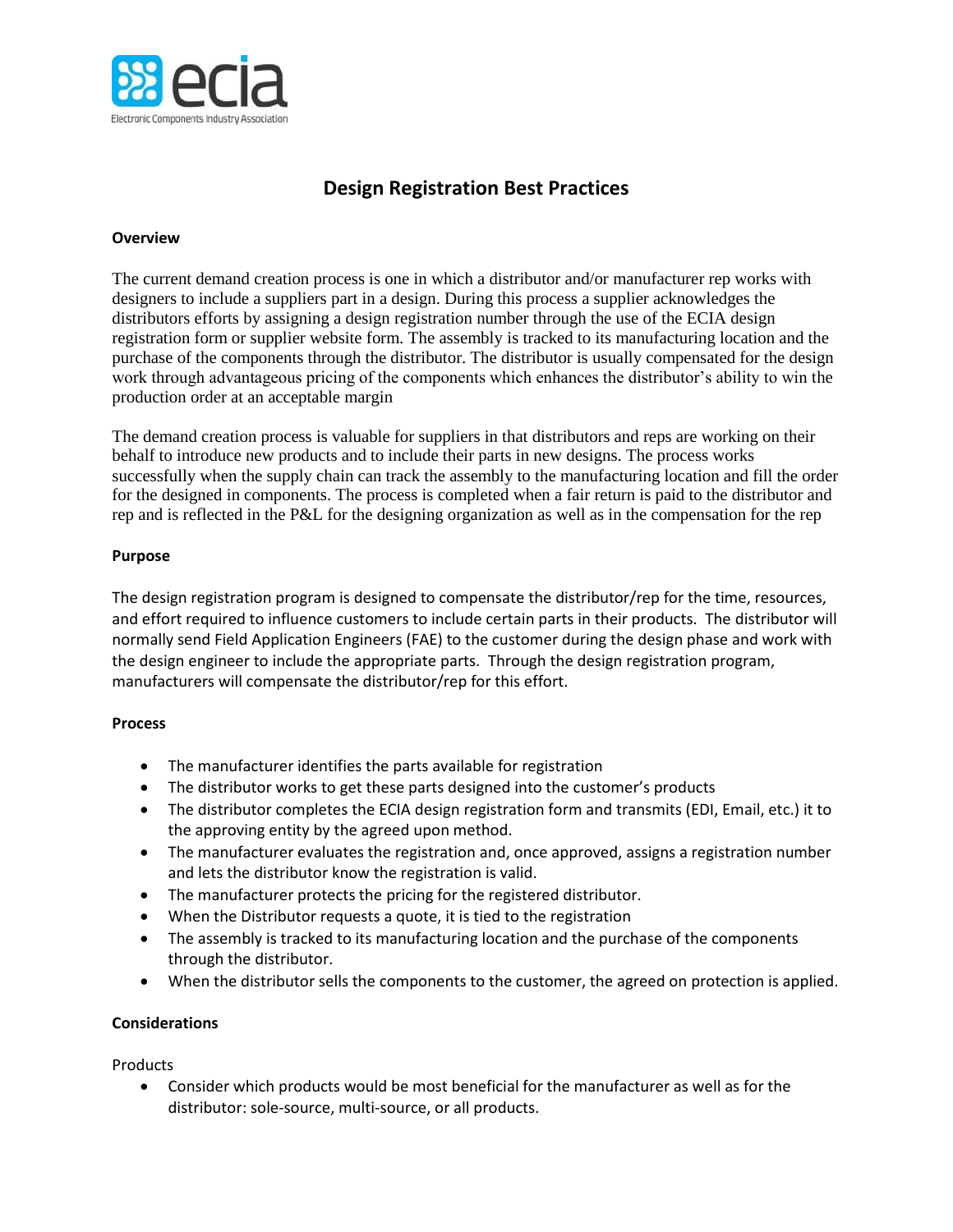ecia

Electronic Components Industry Association

# Design Registration Best Practices

**Overview**

The current demand creation process is one in which a distributor and/or manufacturer rep works with designers to include a suppliers part in a design. During this process a supplier acknowledges the distributors efforts by assigning a design registration number through the use of the ECIA design registration form or supplier website form. The assembly is tracked to its manufacturing location and the purchase of the components through the distributor. The distributor is usually compensated for the design work through advantageous pricing of the components which enhances the distributor's ability to win the production order at an acceptable margin

The demand creation process is valuable for suppliers in that distributors and reps are working on their behalf to introduce new products and to include their parts in new designs. The process works successfully when the supply chain can track the assembly to the manufacturing location and fill the order for the designed in components. The process is completed when a fair return is paid to the distributor and rep and is reflected in the P&L for the designing organization as well as in the compensation for the rep

**Purpose**

The design registration program is designed to compensate the distributor/rep for the time, resources, and effort required to influence customers to include certain parts in their products. The distributor will normally send Field Application Engineers (FAE) to the customer during the design phase and work with the design engineer to include the appropriate parts. Through the design registration program, manufacturers will compensate the distributor/rep for this effort.

**Process**

- The manufacturer identifies the parts available for registration
- The distributor works to get these parts designed into the customer's products
- The distributor completes the ECIA design registration form and transmits (EDI, Email, etc.) it to the approving entity by the agreed upon method.
- The manufacturer evaluates the registration and, once approved, assigns a registration number and lets the distributor know the registration is valid.
- The manufacturer protects the pricing for the registered distributor.
- When the Distributor requests a quote, it is tied to the registration
- The assembly is tracked to its manufacturing location and the purchase of the components through the distributor.
- When the distributor sells the components to the customer, the agreed on protection is applied.

**Considerations**

Products

- Consider which products would be most beneficial for the manufacturer as well as for the distributor: sole-source, multi-source, or all products.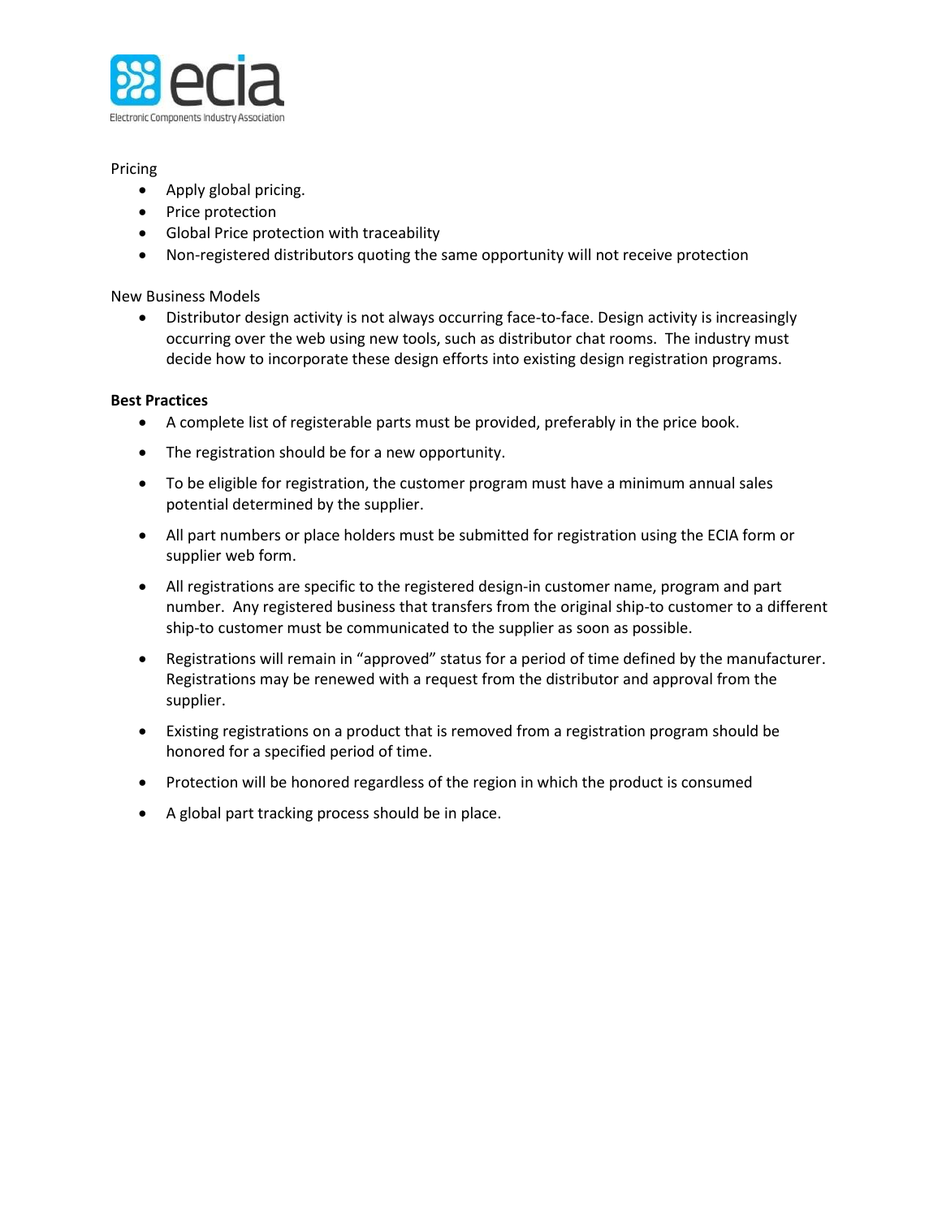Pricing

- Apply global pricing.
- Price protection
- Global Price protection with traceability
- Non-registered distributors quoting the same opportunity will not receive protection

New Business Models

- Distributor design activity is not always occurring face-to-face. Design activity is increasingly occurring over the web using new tools, such as distributor chat rooms. The industry must decide how to incorporate these design efforts into existing design registration programs.

**Best Practices**

- A complete list of registerable parts must be provided, preferably in the price book.
- The registration should be for a new opportunity.
- To be eligible for registration, the customer program must have a minimum annual sales potential determined by the supplier.
- All part numbers or place holders must be submitted for registration using the ECIA form or supplier web form.
- All registrations are specific to the registered design-in customer name, program and part number. Any registered business that transfers from the original ship-to customer to a different ship-to customer must be communicated to the supplier as soon as possible.
- Registrations will remain in "approved" status for a period of time defined by the manufacturer. Registrations may be renewed with a request from the distributor and approval from the supplier.
- Existing registrations on a product that is removed from a registration program should be honored for a specified period of time.
- Protection will be honored regardless of the region in which the product is consumed
- A global part tracking process should be in place.